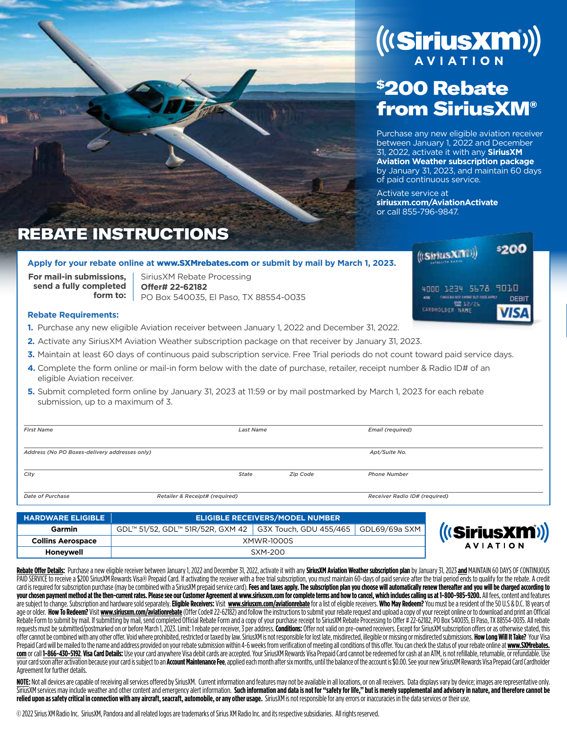# SiriusXM AVIATION

## $200 Rebate from SiriusXM®

Purchase any new eligible aviation receiver between January 1, 2022 and December 31, 2022, activate it with any **SiriusXM Aviation Weather subscription package** by January 31, 2023, and maintain 60 days of paid continuous service.

Activate service at **siriusxm.com/AviationActivate** or call 855-796-9847.

## REBATE INSTRUCTIONS

**Apply for your rebate online at www.SXMrebates.com or submit by mail by March 1, 2023.**

**For mail-in submissions, send a fully completed form to:**
SiriusXM Rebate Processing
**Offer# 22-62182**
PO Box 540035, El Paso, TX 88554-0035

**Rebate Requirements:**

1. Purchase any new eligible Aviation receiver between January 1, 2022 and December 31, 2022.
2. Activate any SiriusXM Aviation Weather subscription package on that receiver by January 31, 2023.
3. Maintain at least 60 days of continuous paid subscription service. Free Trial periods do not count toward paid service days.
4. Complete the form online or mail-in form below with the date of purchase, retailer, receipt number & Radio ID# of an eligible Aviation receiver.
5. Submit completed form online by January 31, 2023 at 11:59 or by mail postmarked by March 1, 2023 for each rebate submission, up to a maximum of 3.

| *First Name* | *Last Name* | *Email (required)* |
|---|---|---|
| *Address (No PO Boxes-delivery addresses only)* | | *Apt/Suite No.* |
| *City* | *State* / *Zip Code* | *Phone Number* |
| *Date of Purchase* | *Retailer & Receipt# (required)* | *Receiver Radio ID# (required)* |

| HARDWARE ELIGIBLE | ELIGIBLE RECEIVERS/MODEL NUMBER | | |
|---|---|---|---|
| Garmin | GDL™ 51/52, GDL™ 51R/52R, GXM 42 | G3X Touch, GDU 455/465 | GDL69/69a SXM |
| Collins Aerospace | XMWR-1000S | | |
| Honeywell | SXM-200 | | |

**Rebate Offer Details:** Purchase a new eligible receiver between January 1, 2022 and December 31, 2022, activate it with any **SiriusXM Aviation Weather subscription plan** by January 31, 2023 **and** MAINTAIN 60 DAYS OF CONTINUOUS PAID SERVICE to receive a $200 SiriusXM Rewards Visa® Prepaid Card. If activating the receiver with a free trial subscription, you must maintain 60-days of paid service after the trial period ends to qualify for the rebate. A credit card is required for subscription purchase (may be combined with a SiriusXM prepaid service card). **Fees and taxes apply. The subscription plan you choose will automatically renew thereafter and you will be charged according to your chosen payment method at the then-current rates. Please see our Customer Agreement at www.siriusxm.com for complete terms and how to cancel, which includes calling us at 1-800-985-9200.** All fees, content and features are subject to change. Subscription and hardware sold separately. **Eligible Receivers:** Visit **www.siriusxm.com/aviationrebate** for a list of eligible receivers. **Who May Redeem?** You must be a resident of the 50 U.S & D.C. 18 years of age or older. **How To Redeem?** Visit **www.siriusxm.com/aviationrebate** (Offer Code# 22-62182) and follow the instructions to submit your rebate request and upload a copy of your receipt online or to download and print an Official Rebate Form to submit by mail. If submitting by mail, send completed Official Rebate Form and a copy of your purchase receipt to SiriusXM Rebate Processing to Offer # 22-62182, PO Box 540035, El Paso, TX 88554-0035. All rebate requests must be submitted/postmarked on or before March 1, 2023. Limit: 1 rebate per receiver, 3 per address. **Conditions:** Offer not valid on pre-owned receivers. Except for SiriusXM subscription offers or as otherwise stated, this offer cannot be combined with any other offer. Void where prohibited, restricted or taxed by law. SiriusXM is not responsible for lost late, misdirected, illegible or missing or misdirected submissions. **How Long Will It Take?** Your Visa Prepaid Card will be mailed to the name and address provided on your rebate submission within 4-6 weeks from verification of meeting all conditions of this offer. You can check the status of your rebate online at **www.SXMrebates.com** or call **1-866-430-5192**. **Visa Card Details:** Use your card anywhere Visa debit cards are accepted. Your SiriusXM Rewards Visa Prepaid Card cannot be redeemed for cash at an ATM, is not refillable, returnable, or refundable. Use your card soon after activation because your card is subject to an **Account Maintenance Fee**, applied each month after six months, until the balance of the account is $0.00. See your new SiriusXM Rewards Visa Prepaid Card Cardholder Agreement for further details.

**NOTE:** Not all devices are capable of receiving all services offered by SiriusXM. Current information and features may not be available in all locations, or on all receivers. Data displays vary by device; images are representative only. SiriusXM services may include weather and other content and emergency alert information. **Such information and data is not for "safety for life," but is merely supplemental and advisory in nature, and therefore cannot be relied upon as safety critical in connection with any aircraft, seacraft, automobile, or any other usage.** SiriusXM is not responsible for any errors or inaccuracies in the data services or their use.

© 2022 Sirius XM Radio Inc. SiriusXM, Pandora and all related logos are trademarks of Sirius XM Radio Inc. and its respective subsidiaries. All rights reserved.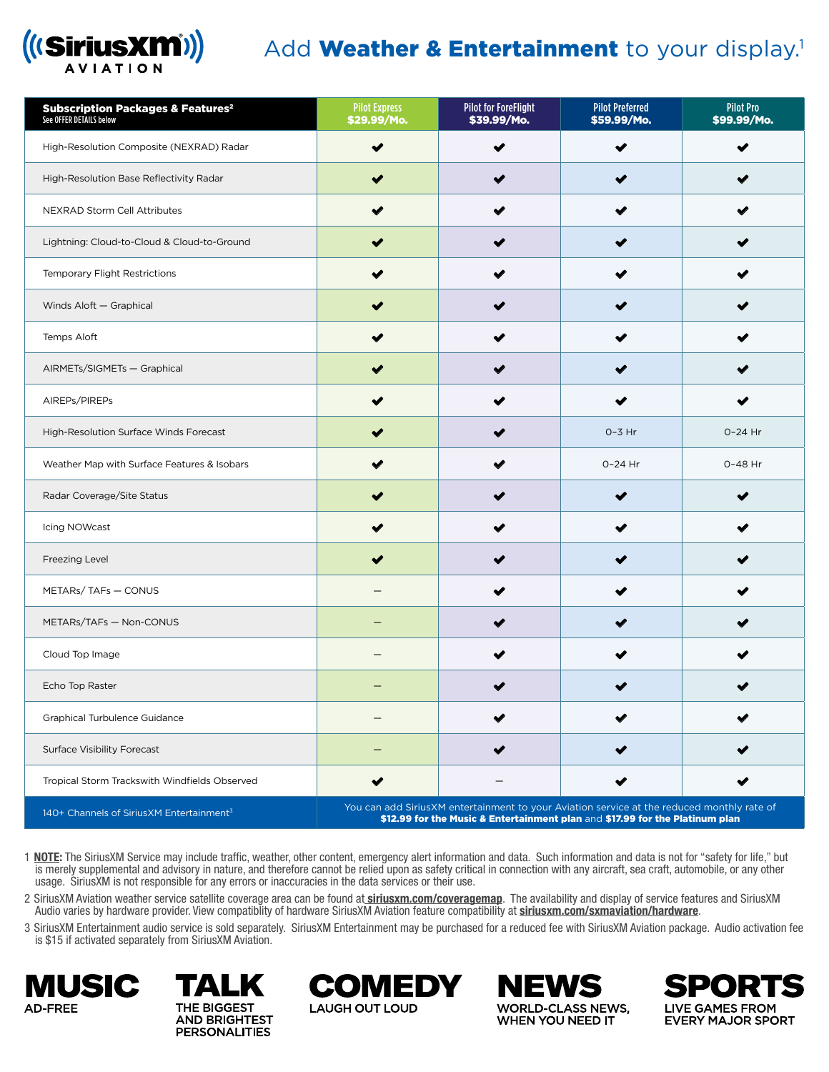SiriusXM AVIATION

# Add **Weather & Entertainment** to your display.[1]

| **Subscription Packages & Features[2]** See OFFER DETAILS below | Pilot Express $29.99/Mo. | Pilot for ForeFlight $39.99/Mo. | Pilot Preferred $59.99/Mo. | Pilot Pro $99.99/Mo. |
|---|---|---|---|---|
| High-Resolution Composite (NEXRAD) Radar | ✔ | ✔ | ✔ | ✔ |
| High-Resolution Base Reflectivity Radar | ✔ | ✔ | ✔ | ✔ |
| NEXRAD Storm Cell Attributes | ✔ | ✔ | ✔ | ✔ |
| Lightning: Cloud-to-Cloud & Cloud-to-Ground | ✔ | ✔ | ✔ | ✔ |
| Temporary Flight Restrictions | ✔ | ✔ | ✔ | ✔ |
| Winds Aloft — Graphical | ✔ | ✔ | ✔ | ✔ |
| Temps Aloft | ✔ | ✔ | ✔ | ✔ |
| AIRMETs/SIGMETs — Graphical | ✔ | ✔ | ✔ | ✔ |
| AIREPs/PIREPs | ✔ | ✔ | ✔ | ✔ |
| High-Resolution Surface Winds Forecast | ✔ | ✔ | 0–3 Hr | 0–24 Hr |
| Weather Map with Surface Features & Isobars | ✔ | ✔ | 0–24 Hr | 0–48 Hr |
| Radar Coverage/Site Status | ✔ | ✔ | ✔ | ✔ |
| Icing NOWcast | ✔ | ✔ | ✔ | ✔ |
| Freezing Level | ✔ | ✔ | ✔ | ✔ |
| METARs/ TAFs — CONUS | – | ✔ | ✔ | ✔ |
| METARs/TAFs — Non-CONUS | – | ✔ | ✔ | ✔ |
| Cloud Top Image | – | ✔ | ✔ | ✔ |
| Echo Top Raster | – | ✔ | ✔ | ✔ |
| Graphical Turbulence Guidance | – | ✔ | ✔ | ✔ |
| Surface Visibility Forecast | – | ✔ | ✔ | ✔ |
| Tropical Storm Trackswith Windfields Observed | ✔ | – | ✔ | ✔ |
| 140+ Channels of SiriusXM Entertainment[3] | You can add SiriusXM entertainment to your Aviation service at the reduced monthly rate of **$12.99 for the Music & Entertainment plan** and **$17.99 for the Platinum plan** | | | |

1 **NOTE:** The SiriusXM Service may include traffic, weather, other content, emergency alert information and data. Such information and data is not for "safety for life," but is merely supplemental and advisory in nature, and therefore cannot be relied upon as safety critical in connection with any aircraft, sea craft, automobile, or any other usage. SiriusXM is not responsible for any errors or inaccuracies in the data services or their use.

2 SiriusXM Aviation weather service satellite coverage area can be found at **siriusxm.com/coveragemap**. The availability and display of service features and SiriusXM Audio varies by hardware provider. View compatiblity of hardware SiriusXM Aviation feature compatibility at **siriusxm.com/sxmaviation/hardware**.

3 SiriusXM Entertainment audio service is sold separately. SiriusXM Entertainment may be purchased for a reduced fee with SiriusXM Aviation package. Audio activation fee is $15 if activated separately from SiriusXM Aviation.

**MUSIC**
AD-FREE

**TALK**
THE BIGGEST AND BRIGHTEST PERSONALITIES

**COMEDY**
LAUGH OUT LOUD

**NEWS**
WORLD-CLASS NEWS, WHEN YOU NEED IT

**SPORTS**
LIVE GAMES FROM EVERY MAJOR SPORT